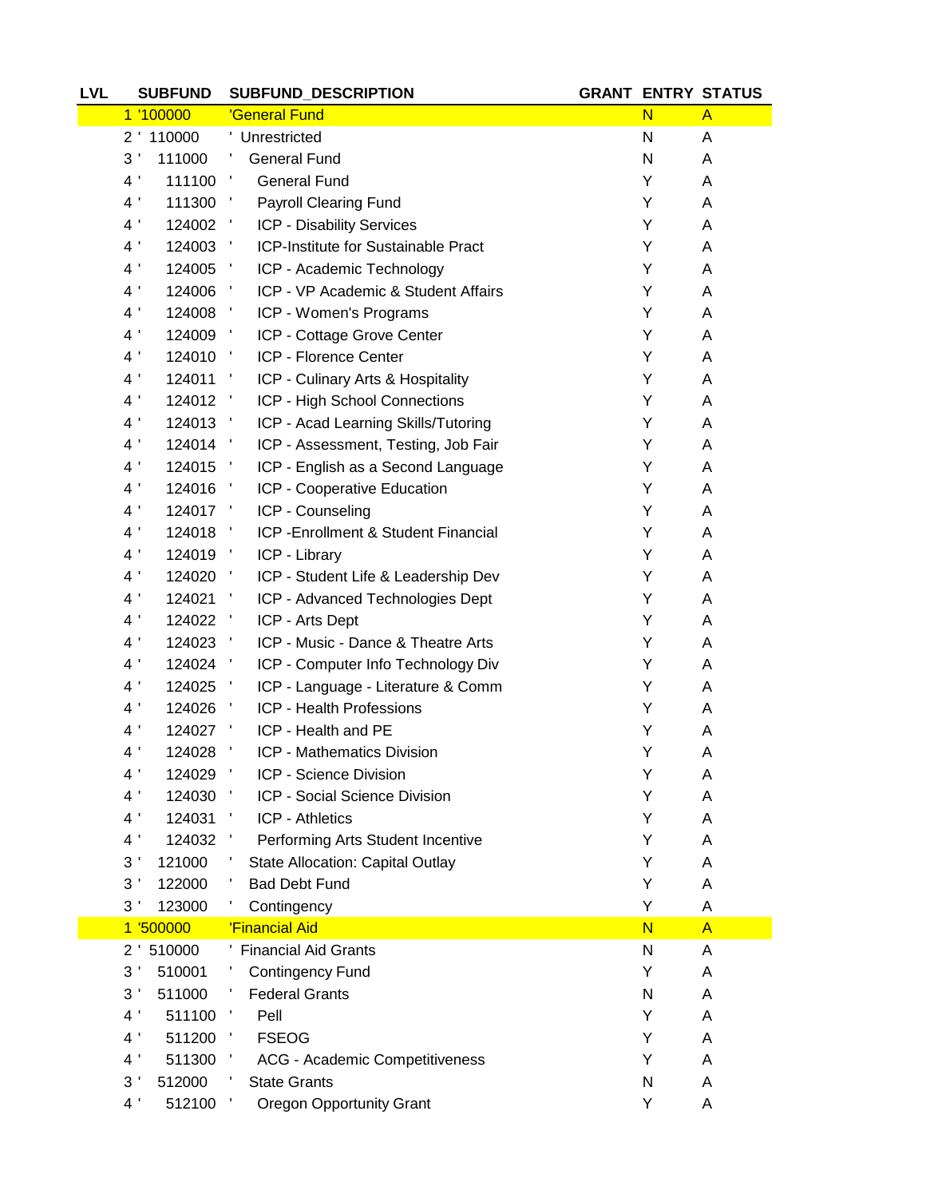| LVL | SUBFUND | SUBFUND_DESCRIPTION | GRANT | ENTRY | STATUS |
|---|---|---|---|---|---|
| 1 | '100000 | 'General Fund | | N | A |
| 2 | ' 110000 | ' Unrestricted | | N | A |
| 3 | ' 111000 | ' General Fund | | N | A |
| 4 | ' 111100 | ' General Fund | | Y | A |
| 4 | ' 111300 | ' Payroll Clearing Fund | | Y | A |
| 4 | ' 124002 | ' ICP - Disability Services | | Y | A |
| 4 | ' 124003 | ' ICP-Institute for Sustainable Pract | | Y | A |
| 4 | ' 124005 | ' ICP - Academic Technology | | Y | A |
| 4 | ' 124006 | ' ICP - VP Academic & Student Affairs | | Y | A |
| 4 | ' 124008 | ' ICP - Women's Programs | | Y | A |
| 4 | ' 124009 | ' ICP - Cottage Grove Center | | Y | A |
| 4 | ' 124010 | ' ICP - Florence Center | | Y | A |
| 4 | ' 124011 | ' ICP - Culinary Arts & Hospitality | | Y | A |
| 4 | ' 124012 | ' ICP - High School Connections | | Y | A |
| 4 | ' 124013 | ' ICP - Acad Learning Skills/Tutoring | | Y | A |
| 4 | ' 124014 | ' ICP - Assessment, Testing, Job Fair | | Y | A |
| 4 | ' 124015 | ' ICP - English as a Second Language | | Y | A |
| 4 | ' 124016 | ' ICP - Cooperative Education | | Y | A |
| 4 | ' 124017 | ' ICP - Counseling | | Y | A |
| 4 | ' 124018 | ' ICP -Enrollment & Student Financial | | Y | A |
| 4 | ' 124019 | ' ICP - Library | | Y | A |
| 4 | ' 124020 | ' ICP - Student Life & Leadership Dev | | Y | A |
| 4 | ' 124021 | ' ICP - Advanced Technologies Dept | | Y | A |
| 4 | ' 124022 | ' ICP - Arts Dept | | Y | A |
| 4 | ' 124023 | ' ICP - Music - Dance & Theatre Arts | | Y | A |
| 4 | ' 124024 | ' ICP - Computer Info Technology Div | | Y | A |
| 4 | ' 124025 | ' ICP - Language - Literature & Comm | | Y | A |
| 4 | ' 124026 | ' ICP - Health Professions | | Y | A |
| 4 | ' 124027 | ' ICP - Health and PE | | Y | A |
| 4 | ' 124028 | ' ICP - Mathematics Division | | Y | A |
| 4 | ' 124029 | ' ICP - Science Division | | Y | A |
| 4 | ' 124030 | ' ICP - Social Science Division | | Y | A |
| 4 | ' 124031 | ' ICP - Athletics | | Y | A |
| 4 | ' 124032 | ' Performing Arts Student Incentive | | Y | A |
| 3 | ' 121000 | ' State Allocation: Capital Outlay | | Y | A |
| 3 | ' 122000 | ' Bad Debt Fund | | Y | A |
| 3 | ' 123000 | ' Contingency | | Y | A |
| 1 | '500000 | 'Financial Aid | | N | A |
| 2 | ' 510000 | ' Financial Aid Grants | | N | A |
| 3 | ' 510001 | ' Contingency Fund | | Y | A |
| 3 | ' 511000 | ' Federal Grants | | N | A |
| 4 | ' 511100 | ' Pell | | Y | A |
| 4 | ' 511200 | ' FSEOG | | Y | A |
| 4 | ' 511300 | ' ACG - Academic Competitiveness | | Y | A |
| 3 | ' 512000 | ' State Grants | | N | A |
| 4 | ' 512100 | ' Oregon Opportunity Grant | | Y | A |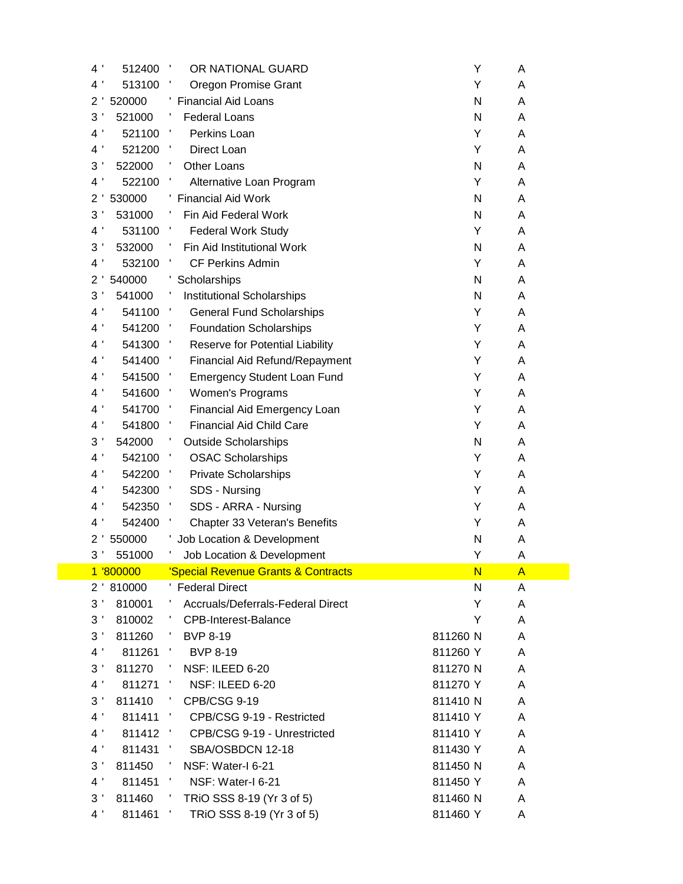| Level | Account | Description | Parent | Posting | Status |
|---|---|---|---|---|---|
| 4 ' | 512400 ' | OR NATIONAL GUARD | | Y | A |
| 4 ' | 513100 ' | Oregon Promise Grant | | Y | A |
| 2 ' | 520000 ' | Financial Aid Loans | | N | A |
| 3 ' | 521000 ' | Federal Loans | | N | A |
| 4 ' | 521100 ' | Perkins Loan | | Y | A |
| 4 ' | 521200 ' | Direct Loan | | Y | A |
| 3 ' | 522000 ' | Other Loans | | N | A |
| 4 ' | 522100 ' | Alternative Loan Program | | Y | A |
| 2 ' | 530000 ' | Financial Aid Work | | N | A |
| 3 ' | 531000 ' | Fin Aid Federal Work | | N | A |
| 4 ' | 531100 ' | Federal Work Study | | Y | A |
| 3 ' | 532000 ' | Fin Aid Institutional Work | | N | A |
| 4 ' | 532100 ' | CF Perkins Admin | | Y | A |
| 2 ' | 540000 ' | Scholarships | | N | A |
| 3 ' | 541000 ' | Institutional Scholarships | | N | A |
| 4 ' | 541100 ' | General Fund Scholarships | | Y | A |
| 4 ' | 541200 ' | Foundation Scholarships | | Y | A |
| 4 ' | 541300 ' | Reserve for Potential Liability | | Y | A |
| 4 ' | 541400 ' | Financial Aid Refund/Repayment | | Y | A |
| 4 ' | 541500 ' | Emergency Student Loan Fund | | Y | A |
| 4 ' | 541600 ' | Women's Programs | | Y | A |
| 4 ' | 541700 ' | Financial Aid Emergency Loan | | Y | A |
| 4 ' | 541800 ' | Financial Aid Child Care | | Y | A |
| 3 ' | 542000 ' | Outside Scholarships | | N | A |
| 4 ' | 542100 ' | OSAC Scholarships | | Y | A |
| 4 ' | 542200 ' | Private Scholarships | | Y | A |
| 4 ' | 542300 ' | SDS - Nursing | | Y | A |
| 4 ' | 542350 ' | SDS - ARRA - Nursing | | Y | A |
| 4 ' | 542400 ' | Chapter 33 Veteran's Benefits | | Y | A |
| 2 ' | 550000 ' | Job Location & Development | | N | A |
| 3 ' | 551000 ' | Job Location & Development | | Y | A |
| 1 | '800000 | 'Special Revenue Grants & Contracts | | N | A |
| 2 ' | 810000 ' | Federal Direct | | N | A |
| 3 ' | 810001 ' | Accruals/Deferrals-Federal Direct | | Y | A |
| 3 ' | 810002 ' | CPB-Interest-Balance | | Y | A |
| 3 ' | 811260 ' | BVP 8-19 | 811260 | N | A |
| 4 ' | 811261 ' | BVP 8-19 | 811260 | Y | A |
| 3 ' | 811270 ' | NSF: ILEED 6-20 | 811270 | N | A |
| 4 ' | 811271 ' | NSF: ILEED 6-20 | 811270 | Y | A |
| 3 ' | 811410 ' | CPB/CSG 9-19 | 811410 | N | A |
| 4 ' | 811411 ' | CPB/CSG 9-19 - Restricted | 811410 | Y | A |
| 4 ' | 811412 ' | CPB/CSG 9-19 - Unrestricted | 811410 | Y | A |
| 4 ' | 811431 ' | SBA/OSBDCN 12-18 | 811430 | Y | A |
| 3 ' | 811450 ' | NSF: Water-I 6-21 | 811450 | N | A |
| 4 ' | 811451 ' | NSF: Water-I 6-21 | 811450 | Y | A |
| 3 ' | 811460 ' | TRiO SSS 8-19 (Yr 3 of 5) | 811460 | N | A |
| 4 ' | 811461 ' | TRiO SSS 8-19 (Yr 3 of 5) | 811460 | Y | A |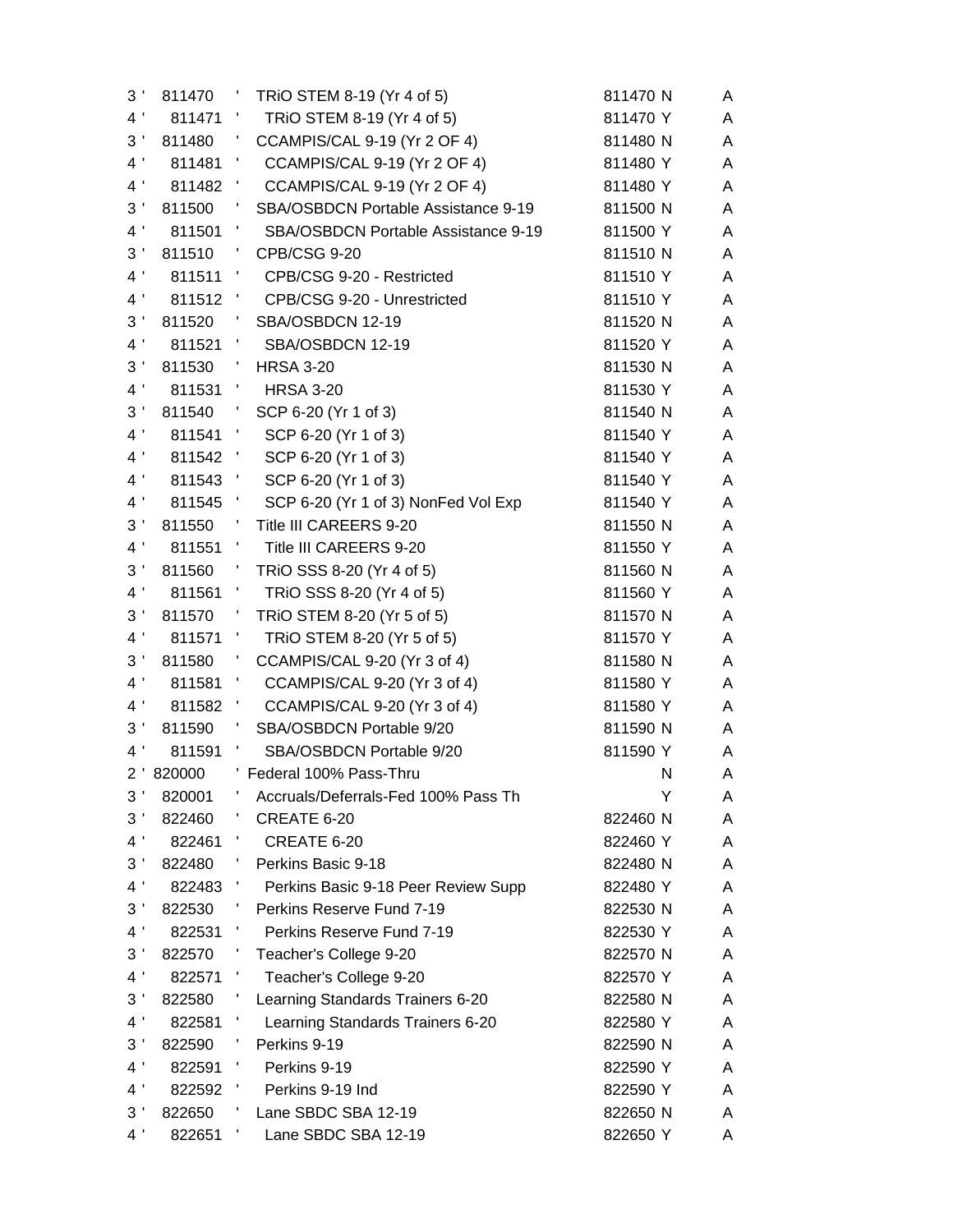| Level | | Account | | Description | Parent | Flag | Status |
|---|---|---|---|---|---|---|---|
| 3 | ' | 811470 | ' | TRiO STEM 8-19 (Yr 4 of 5) | 811470 | N | A |
| 4 | ' | 811471 | ' | TRiO STEM 8-19 (Yr 4 of 5) | 811470 | Y | A |
| 3 | ' | 811480 | ' | CCAMPIS/CAL 9-19 (Yr 2 OF 4) | 811480 | N | A |
| 4 | ' | 811481 | ' | CCAMPIS/CAL 9-19 (Yr 2 OF 4) | 811480 | Y | A |
| 4 | ' | 811482 | ' | CCAMPIS/CAL 9-19 (Yr 2 OF 4) | 811480 | Y | A |
| 3 | ' | 811500 | ' | SBA/OSBDCN Portable Assistance 9-19 | 811500 | N | A |
| 4 | ' | 811501 | ' | SBA/OSBDCN Portable Assistance 9-19 | 811500 | Y | A |
| 3 | ' | 811510 | ' | CPB/CSG 9-20 | 811510 | N | A |
| 4 | ' | 811511 | ' | CPB/CSG 9-20 - Restricted | 811510 | Y | A |
| 4 | ' | 811512 | ' | CPB/CSG 9-20 - Unrestricted | 811510 | Y | A |
| 3 | ' | 811520 | ' | SBA/OSBDCN 12-19 | 811520 | N | A |
| 4 | ' | 811521 | ' | SBA/OSBDCN 12-19 | 811520 | Y | A |
| 3 | ' | 811530 | ' | HRSA 3-20 | 811530 | N | A |
| 4 | ' | 811531 | ' | HRSA 3-20 | 811530 | Y | A |
| 3 | ' | 811540 | ' | SCP 6-20 (Yr 1 of 3) | 811540 | N | A |
| 4 | ' | 811541 | ' | SCP 6-20 (Yr 1 of 3) | 811540 | Y | A |
| 4 | ' | 811542 | ' | SCP 6-20 (Yr 1 of 3) | 811540 | Y | A |
| 4 | ' | 811543 | ' | SCP 6-20 (Yr 1 of 3) | 811540 | Y | A |
| 4 | ' | 811545 | ' | SCP 6-20 (Yr 1 of 3) NonFed Vol Exp | 811540 | Y | A |
| 3 | ' | 811550 | ' | Title III CAREERS 9-20 | 811550 | N | A |
| 4 | ' | 811551 | ' | Title III CAREERS 9-20 | 811550 | Y | A |
| 3 | ' | 811560 | ' | TRiO SSS 8-20 (Yr 4 of 5) | 811560 | N | A |
| 4 | ' | 811561 | ' | TRiO SSS 8-20 (Yr 4 of 5) | 811560 | Y | A |
| 3 | ' | 811570 | ' | TRiO STEM 8-20 (Yr 5 of 5) | 811570 | N | A |
| 4 | ' | 811571 | ' | TRiO STEM 8-20 (Yr 5 of 5) | 811570 | Y | A |
| 3 | ' | 811580 | ' | CCAMPIS/CAL 9-20 (Yr 3 of 4) | 811580 | N | A |
| 4 | ' | 811581 | ' | CCAMPIS/CAL 9-20 (Yr 3 of 4) | 811580 | Y | A |
| 4 | ' | 811582 | ' | CCAMPIS/CAL 9-20 (Yr 3 of 4) | 811580 | Y | A |
| 3 | ' | 811590 | ' | SBA/OSBDCN Portable 9/20 | 811590 | N | A |
| 4 | ' | 811591 | ' | SBA/OSBDCN Portable 9/20 | 811590 | Y | A |
| 2 | ' | 820000 | ' | Federal 100% Pass-Thru | | N | A |
| 3 | ' | 820001 | ' | Accruals/Deferrals-Fed 100% Pass Th | | Y | A |
| 3 | ' | 822460 | ' | CREATE 6-20 | 822460 | N | A |
| 4 | ' | 822461 | ' | CREATE 6-20 | 822460 | Y | A |
| 3 | ' | 822480 | ' | Perkins Basic 9-18 | 822480 | N | A |
| 4 | ' | 822483 | ' | Perkins Basic 9-18 Peer Review Supp | 822480 | Y | A |
| 3 | ' | 822530 | ' | Perkins Reserve Fund 7-19 | 822530 | N | A |
| 4 | ' | 822531 | ' | Perkins Reserve Fund 7-19 | 822530 | Y | A |
| 3 | ' | 822570 | ' | Teacher's College 9-20 | 822570 | N | A |
| 4 | ' | 822571 | ' | Teacher's College 9-20 | 822570 | Y | A |
| 3 | ' | 822580 | ' | Learning Standards Trainers 6-20 | 822580 | N | A |
| 4 | ' | 822581 | ' | Learning Standards Trainers 6-20 | 822580 | Y | A |
| 3 | ' | 822590 | ' | Perkins 9-19 | 822590 | N | A |
| 4 | ' | 822591 | ' | Perkins 9-19 | 822590 | Y | A |
| 4 | ' | 822592 | ' | Perkins 9-19 Ind | 822590 | Y | A |
| 3 | ' | 822650 | ' | Lane SBDC SBA 12-19 | 822650 | N | A |
| 4 | ' | 822651 | ' | Lane SBDC SBA 12-19 | 822650 | Y | A |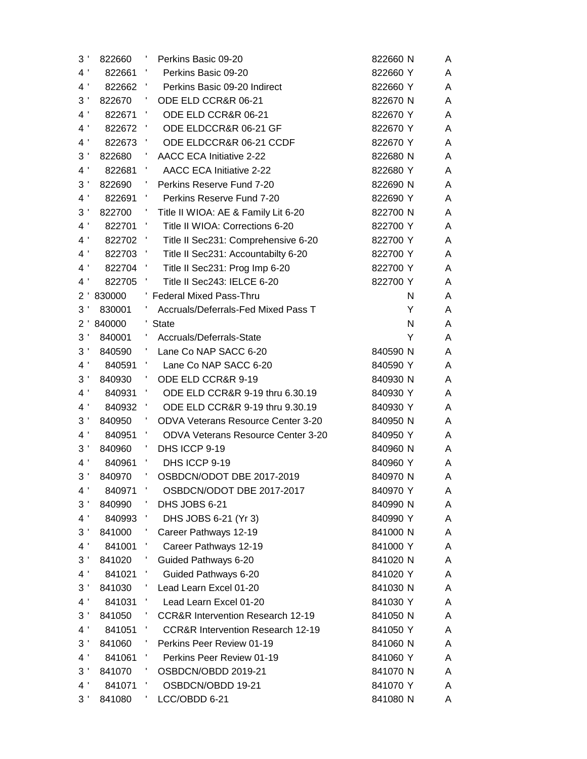| Level | Account | Description | Parent | Posting | Status |
|---|---|---|---|---|---|
| 3 ' | 822660 ' | Perkins Basic 09-20 | 822660 | N | A |
| 4 ' | 822661 ' | Perkins Basic 09-20 | 822660 | Y | A |
| 4 ' | 822662 ' | Perkins Basic 09-20 Indirect | 822660 | Y | A |
| 3 ' | 822670 ' | ODE ELD CCR&R 06-21 | 822670 | N | A |
| 4 ' | 822671 ' | ODE ELD CCR&R 06-21 | 822670 | Y | A |
| 4 ' | 822672 ' | ODE ELDCCR&R 06-21 GF | 822670 | Y | A |
| 4 ' | 822673 ' | ODE ELDCCR&R 06-21 CCDF | 822670 | Y | A |
| 3 ' | 822680 ' | AACC ECA Initiative 2-22 | 822680 | N | A |
| 4 ' | 822681 ' | AACC ECA Initiative 2-22 | 822680 | Y | A |
| 3 ' | 822690 ' | Perkins Reserve Fund 7-20 | 822690 | N | A |
| 4 ' | 822691 ' | Perkins Reserve Fund 7-20 | 822690 | Y | A |
| 3 ' | 822700 ' | Title II WIOA: AE & Family Lit 6-20 | 822700 | N | A |
| 4 ' | 822701 ' | Title II WIOA: Corrections 6-20 | 822700 | Y | A |
| 4 ' | 822702 ' | Title II Sec231: Comprehensive 6-20 | 822700 | Y | A |
| 4 ' | 822703 ' | Title II Sec231: Accountabilty 6-20 | 822700 | Y | A |
| 4 ' | 822704 ' | Title II Sec231: Prog Imp 6-20 | 822700 | Y | A |
| 4 ' | 822705 ' | Title II Sec243: IELCE 6-20 | 822700 | Y | A |
| 2 ' | 830000 ' | Federal Mixed Pass-Thru | | N | A |
| 3 ' | 830001 ' | Accruals/Deferrals-Fed Mixed Pass T | | Y | A |
| 2 ' | 840000 ' | State | | N | A |
| 3 ' | 840001 ' | Accruals/Deferrals-State | | Y | A |
| 3 ' | 840590 ' | Lane Co NAP SACC 6-20 | 840590 | N | A |
| 4 ' | 840591 ' | Lane Co NAP SACC 6-20 | 840590 | Y | A |
| 3 ' | 840930 ' | ODE ELD CCR&R 9-19 | 840930 | N | A |
| 4 ' | 840931 ' | ODE ELD CCR&R 9-19 thru 6.30.19 | 840930 | Y | A |
| 4 ' | 840932 ' | ODE ELD CCR&R 9-19 thru 9.30.19 | 840930 | Y | A |
| 3 ' | 840950 ' | ODVA Veterans Resource Center 3-20 | 840950 | N | A |
| 4 ' | 840951 ' | ODVA Veterans Resource Center 3-20 | 840950 | Y | A |
| 3 ' | 840960 ' | DHS ICCP 9-19 | 840960 | N | A |
| 4 ' | 840961 ' | DHS ICCP 9-19 | 840960 | Y | A |
| 3 ' | 840970 ' | OSBDCN/ODOT DBE 2017-2019 | 840970 | N | A |
| 4 ' | 840971 ' | OSBDCN/ODOT DBE 2017-2017 | 840970 | Y | A |
| 3 ' | 840990 ' | DHS JOBS 6-21 | 840990 | N | A |
| 4 ' | 840993 ' | DHS JOBS 6-21 (Yr 3) | 840990 | Y | A |
| 3 ' | 841000 ' | Career Pathways 12-19 | 841000 | N | A |
| 4 ' | 841001 ' | Career Pathways 12-19 | 841000 | Y | A |
| 3 ' | 841020 ' | Guided Pathways 6-20 | 841020 | N | A |
| 4 ' | 841021 ' | Guided Pathways 6-20 | 841020 | Y | A |
| 3 ' | 841030 ' | Lead Learn Excel 01-20 | 841030 | N | A |
| 4 ' | 841031 ' | Lead Learn Excel 01-20 | 841030 | Y | A |
| 3 ' | 841050 ' | CCR&R Intervention Research 12-19 | 841050 | N | A |
| 4 ' | 841051 ' | CCR&R Intervention Research 12-19 | 841050 | Y | A |
| 3 ' | 841060 ' | Perkins Peer Review 01-19 | 841060 | N | A |
| 4 ' | 841061 ' | Perkins Peer Review 01-19 | 841060 | Y | A |
| 3 ' | 841070 ' | OSBDCN/OBDD 2019-21 | 841070 | N | A |
| 4 ' | 841071 ' | OSBDCN/OBDD 19-21 | 841070 | Y | A |
| 3 ' | 841080 ' | LCC/OBDD 6-21 | 841080 | N | A |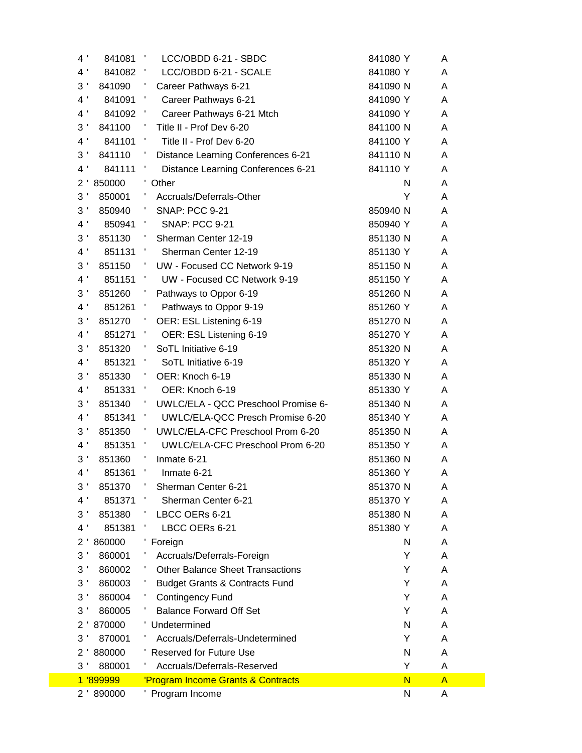| Level | Account | Description | Parent | Postable | Status |
|---|---|---|---|---|---|
| 4 ' | 841081 ' | LCC/OBDD 6-21 - SBDC | 841080 | Y | A |
| 4 ' | 841082 ' | LCC/OBDD 6-21 - SCALE | 841080 | Y | A |
| 3 ' | 841090 ' | Career Pathways 6-21 | 841090 | N | A |
| 4 ' | 841091 ' | Career Pathways 6-21 | 841090 | Y | A |
| 4 ' | 841092 ' | Career Pathways 6-21 Mtch | 841090 | Y | A |
| 3 ' | 841100 ' | Title II - Prof Dev 6-20 | 841100 | N | A |
| 4 ' | 841101 ' | Title II - Prof Dev 6-20 | 841100 | Y | A |
| 3 ' | 841110 ' | Distance Learning Conferences 6-21 | 841110 | N | A |
| 4 ' | 841111 ' | Distance Learning Conferences 6-21 | 841110 | Y | A |
| 2 ' | 850000 ' | Other | | N | A |
| 3 ' | 850001 ' | Accruals/Deferrals-Other | | Y | A |
| 3 ' | 850940 ' | SNAP: PCC 9-21 | 850940 | N | A |
| 4 ' | 850941 ' | SNAP: PCC 9-21 | 850940 | Y | A |
| 3 ' | 851130 ' | Sherman Center 12-19 | 851130 | N | A |
| 4 ' | 851131 ' | Sherman Center 12-19 | 851130 | Y | A |
| 3 ' | 851150 ' | UW - Focused CC Network 9-19 | 851150 | N | A |
| 4 ' | 851151 ' | UW - Focused CC Network 9-19 | 851150 | Y | A |
| 3 ' | 851260 ' | Pathways to Oppor 6-19 | 851260 | N | A |
| 4 ' | 851261 ' | Pathways to Oppor 9-19 | 851260 | Y | A |
| 3 ' | 851270 ' | OER: ESL Listening 6-19 | 851270 | N | A |
| 4 ' | 851271 ' | OER: ESL Listening 6-19 | 851270 | Y | A |
| 3 ' | 851320 ' | SoTL Initiative 6-19 | 851320 | N | A |
| 4 ' | 851321 ' | SoTL Initiative 6-19 | 851320 | Y | A |
| 3 ' | 851330 ' | OER: Knoch 6-19 | 851330 | N | A |
| 4 ' | 851331 ' | OER: Knoch 6-19 | 851330 | Y | A |
| 3 ' | 851340 ' | UWLC/ELA - QCC Preschool Promise 6- | 851340 | N | A |
| 4 ' | 851341 ' | UWLC/ELA-QCC Presch Promise 6-20 | 851340 | Y | A |
| 3 ' | 851350 ' | UWLC/ELA-CFC Preschool Prom 6-20 | 851350 | N | A |
| 4 ' | 851351 ' | UWLC/ELA-CFC Preschool Prom 6-20 | 851350 | Y | A |
| 3 ' | 851360 ' | Inmate 6-21 | 851360 | N | A |
| 4 ' | 851361 ' | Inmate 6-21 | 851360 | Y | A |
| 3 ' | 851370 ' | Sherman Center 6-21 | 851370 | N | A |
| 4 ' | 851371 ' | Sherman Center 6-21 | 851370 | Y | A |
| 3 ' | 851380 ' | LBCC OERs 6-21 | 851380 | N | A |
| 4 ' | 851381 ' | LBCC OERs 6-21 | 851380 | Y | A |
| 2 ' | 860000 ' | Foreign | | N | A |
| 3 ' | 860001 ' | Accruals/Deferrals-Foreign | | Y | A |
| 3 ' | 860002 ' | Other Balance Sheet Transactions | | Y | A |
| 3 ' | 860003 ' | Budget Grants & Contracts Fund | | Y | A |
| 3 ' | 860004 ' | Contingency Fund | | Y | A |
| 3 ' | 860005 ' | Balance Forward Off Set | | Y | A |
| 2 ' | 870000 ' | Undetermined | | N | A |
| 3 ' | 870001 ' | Accruals/Deferrals-Undetermined | | Y | A |
| 2 ' | 880000 ' | Reserved for Future Use | | N | A |
| 3 ' | 880001 ' | Accruals/Deferrals-Reserved | | Y | A |
| 1 | '899999 | 'Program Income Grants & Contracts | | N | A |
| 2 ' | 890000 ' | Program Income | | N | A |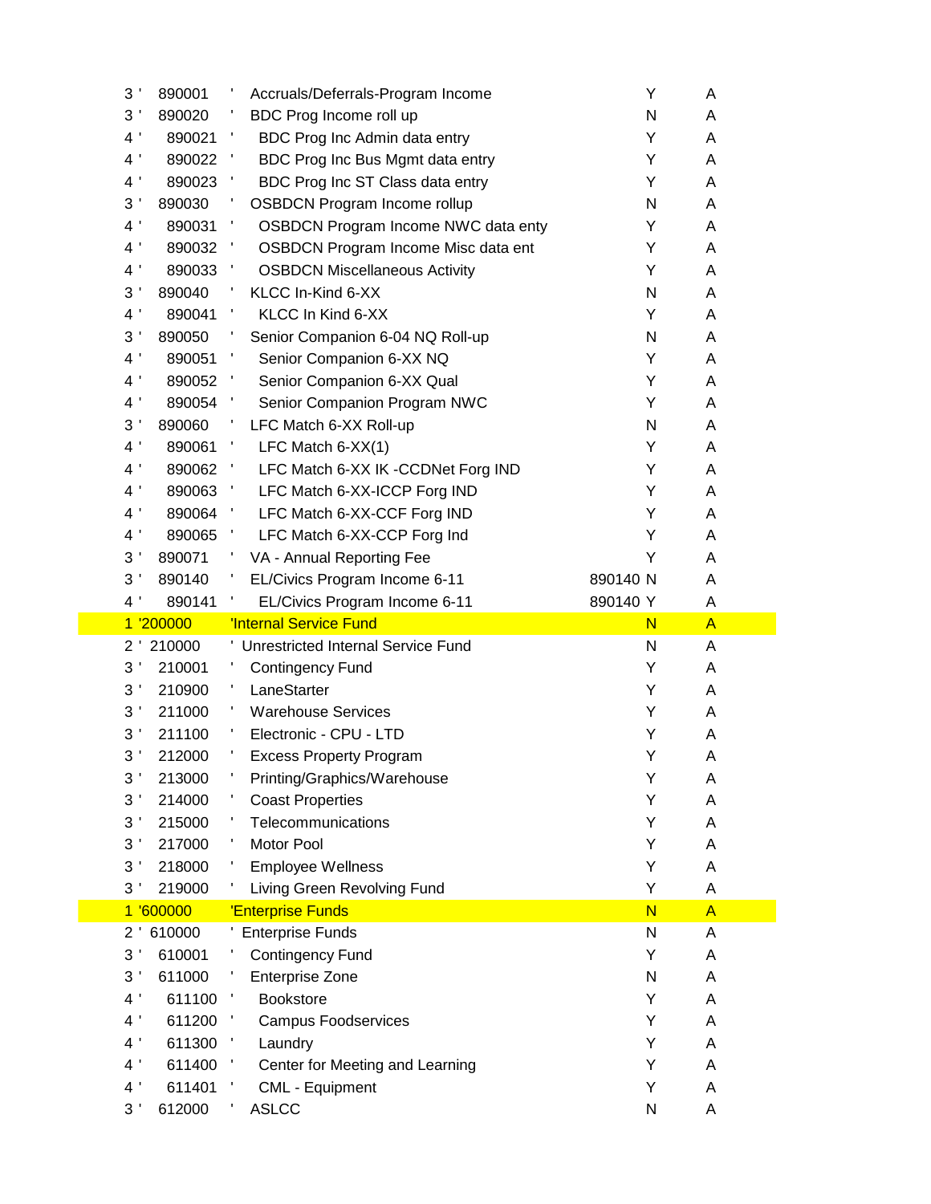| Level | Code | Description | Ref | Postable | Status |
|---|---|---|---|---|---|
| 3 ' | 890001 | ' Accruals/Deferrals-Program Income | | Y | A |
| 3 ' | 890020 | ' BDC Prog Income roll up | | N | A |
| 4 ' | 890021 | ' BDC Prog Inc Admin data entry | | Y | A |
| 4 ' | 890022 | ' BDC Prog Inc Bus Mgmt data entry | | Y | A |
| 4 ' | 890023 | ' BDC Prog Inc ST Class data entry | | Y | A |
| 3 ' | 890030 | ' OSBDCN Program Income rollup | | N | A |
| 4 ' | 890031 | ' OSBDCN Program Income NWC data enty | | Y | A |
| 4 ' | 890032 | ' OSBDCN Program Income Misc data ent | | Y | A |
| 4 ' | 890033 | ' OSBDCN Miscellaneous Activity | | Y | A |
| 3 ' | 890040 | ' KLCC In-Kind 6-XX | | N | A |
| 4 ' | 890041 | ' KLCC In Kind 6-XX | | Y | A |
| 3 ' | 890050 | ' Senior Companion 6-04 NQ Roll-up | | N | A |
| 4 ' | 890051 | ' Senior Companion 6-XX NQ | | Y | A |
| 4 ' | 890052 | ' Senior Companion 6-XX Qual | | Y | A |
| 4 ' | 890054 | ' Senior Companion Program NWC | | Y | A |
| 3 ' | 890060 | ' LFC Match 6-XX Roll-up | | N | A |
| 4 ' | 890061 | ' LFC Match 6-XX(1) | | Y | A |
| 4 ' | 890062 | ' LFC Match 6-XX IK -CCDNet Forg IND | | Y | A |
| 4 ' | 890063 | ' LFC Match 6-XX-ICCP Forg IND | | Y | A |
| 4 ' | 890064 | ' LFC Match 6-XX-CCF Forg IND | | Y | A |
| 4 ' | 890065 | ' LFC Match 6-XX-CCP Forg Ind | | Y | A |
| 3 ' | 890071 | ' VA - Annual Reporting Fee | | Y | A |
| 3 ' | 890140 | ' EL/Civics Program Income 6-11 | 890140 | N | A |
| 4 ' | 890141 | ' EL/Civics Program Income 6-11 | 890140 | Y | A |
| 1 | '200000 | 'Internal Service Fund | | N | A |
| 2 ' | 210000 | ' Unrestricted Internal Service Fund | | N | A |
| 3 ' | 210001 | ' Contingency Fund | | Y | A |
| 3 ' | 210900 | ' LaneStarter | | Y | A |
| 3 ' | 211000 | ' Warehouse Services | | Y | A |
| 3 ' | 211100 | ' Electronic - CPU - LTD | | Y | A |
| 3 ' | 212000 | ' Excess Property Program | | Y | A |
| 3 ' | 213000 | ' Printing/Graphics/Warehouse | | Y | A |
| 3 ' | 214000 | ' Coast Properties | | Y | A |
| 3 ' | 215000 | ' Telecommunications | | Y | A |
| 3 ' | 217000 | ' Motor Pool | | Y | A |
| 3 ' | 218000 | ' Employee Wellness | | Y | A |
| 3 ' | 219000 | ' Living Green Revolving Fund | | Y | A |
| 1 | '600000 | 'Enterprise Funds | | N | A |
| 2 ' | 610000 | ' Enterprise Funds | | N | A |
| 3 ' | 610001 | ' Contingency Fund | | Y | A |
| 3 ' | 611000 | ' Enterprise Zone | | N | A |
| 4 ' | 611100 | ' Bookstore | | Y | A |
| 4 ' | 611200 | ' Campus Foodservices | | Y | A |
| 4 ' | 611300 | ' Laundry | | Y | A |
| 4 ' | 611400 | ' Center for Meeting and Learning | | Y | A |
| 4 ' | 611401 | ' CML - Equipment | | Y | A |
| 3 ' | 612000 | ' ASLCC | | N | A |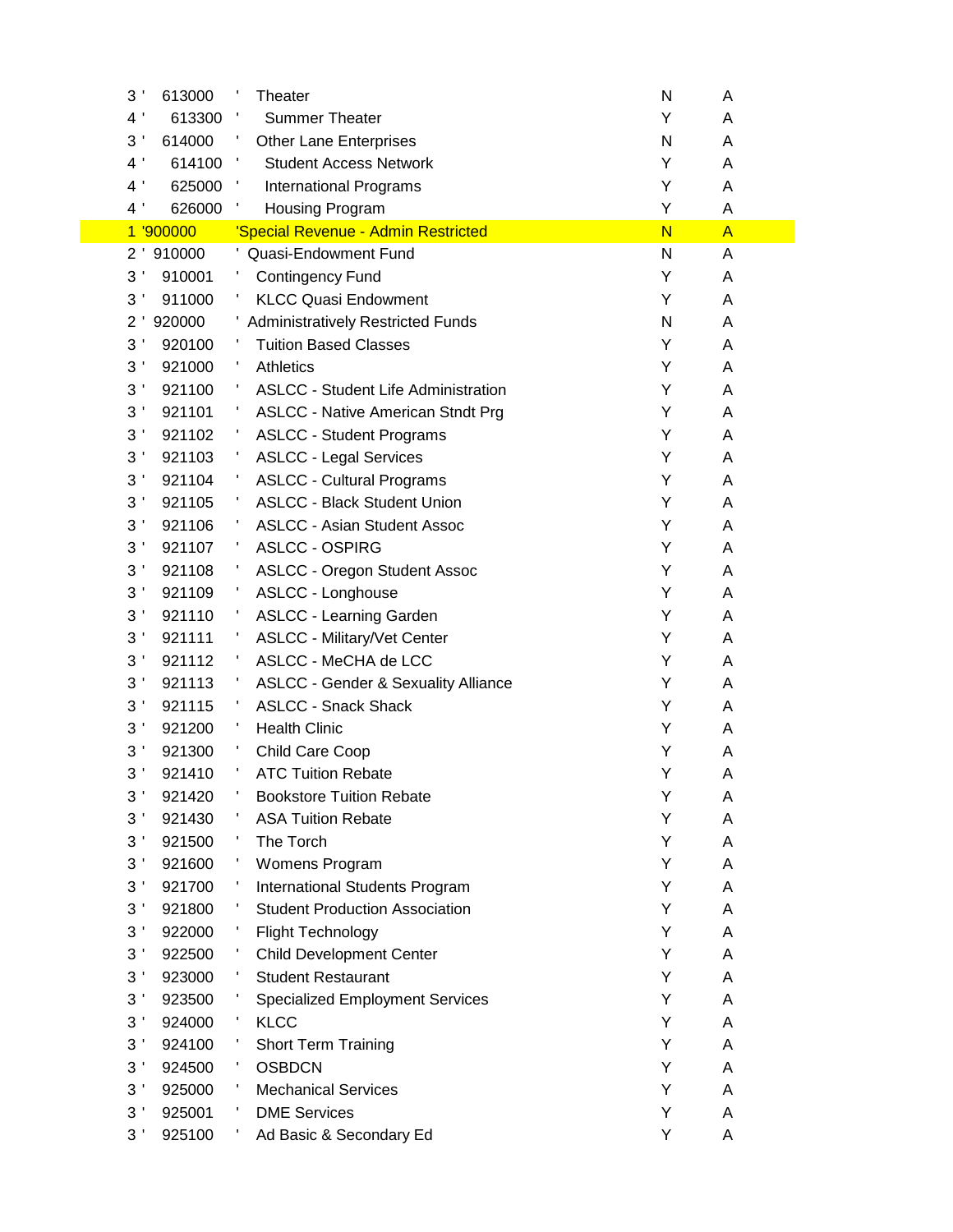| Level | Code | Description | Flag | Status |
|---|---|---|---|---|
| 3 ' | 613000 | ' Theater | N | A |
| 4 ' | 613300 | ' Summer Theater | Y | A |
| 3 ' | 614000 | ' Other Lane Enterprises | N | A |
| 4 ' | 614100 | ' Student Access Network | Y | A |
| 4 ' | 625000 | ' International Programs | Y | A |
| 4 ' | 626000 | ' Housing Program | Y | A |
| 1 | '900000 | 'Special Revenue - Admin Restricted | N | A |
| 2 ' | 910000 | ' Quasi-Endowment Fund | N | A |
| 3 ' | 910001 | ' Contingency Fund | Y | A |
| 3 ' | 911000 | ' KLCC Quasi Endowment | Y | A |
| 2 ' | 920000 | ' Administratively Restricted Funds | N | A |
| 3 ' | 920100 | ' Tuition Based Classes | Y | A |
| 3 ' | 921000 | ' Athletics | Y | A |
| 3 ' | 921100 | ' ASLCC - Student Life Administration | Y | A |
| 3 ' | 921101 | ' ASLCC - Native American Stndt Prg | Y | A |
| 3 ' | 921102 | ' ASLCC - Student Programs | Y | A |
| 3 ' | 921103 | ' ASLCC - Legal Services | Y | A |
| 3 ' | 921104 | ' ASLCC - Cultural Programs | Y | A |
| 3 ' | 921105 | ' ASLCC - Black Student Union | Y | A |
| 3 ' | 921106 | ' ASLCC - Asian Student Assoc | Y | A |
| 3 ' | 921107 | ' ASLCC - OSPIRG | Y | A |
| 3 ' | 921108 | ' ASLCC - Oregon Student Assoc | Y | A |
| 3 ' | 921109 | ' ASLCC - Longhouse | Y | A |
| 3 ' | 921110 | ' ASLCC - Learning Garden | Y | A |
| 3 ' | 921111 | ' ASLCC - Military/Vet Center | Y | A |
| 3 ' | 921112 | ' ASLCC - MeCHA de LCC | Y | A |
| 3 ' | 921113 | ' ASLCC - Gender & Sexuality Alliance | Y | A |
| 3 ' | 921115 | ' ASLCC - Snack Shack | Y | A |
| 3 ' | 921200 | ' Health Clinic | Y | A |
| 3 ' | 921300 | ' Child Care Coop | Y | A |
| 3 ' | 921410 | ' ATC Tuition Rebate | Y | A |
| 3 ' | 921420 | ' Bookstore Tuition Rebate | Y | A |
| 3 ' | 921430 | ' ASA Tuition Rebate | Y | A |
| 3 ' | 921500 | ' The Torch | Y | A |
| 3 ' | 921600 | ' Womens Program | Y | A |
| 3 ' | 921700 | ' International Students Program | Y | A |
| 3 ' | 921800 | ' Student Production Association | Y | A |
| 3 ' | 922000 | ' Flight Technology | Y | A |
| 3 ' | 922500 | ' Child Development Center | Y | A |
| 3 ' | 923000 | ' Student Restaurant | Y | A |
| 3 ' | 923500 | ' Specialized Employment Services | Y | A |
| 3 ' | 924000 | ' KLCC | Y | A |
| 3 ' | 924100 | ' Short Term Training | Y | A |
| 3 ' | 924500 | ' OSBDCN | Y | A |
| 3 ' | 925000 | ' Mechanical Services | Y | A |
| 3 ' | 925001 | ' DME Services | Y | A |
| 3 ' | 925100 | ' Ad Basic & Secondary Ed | Y | A |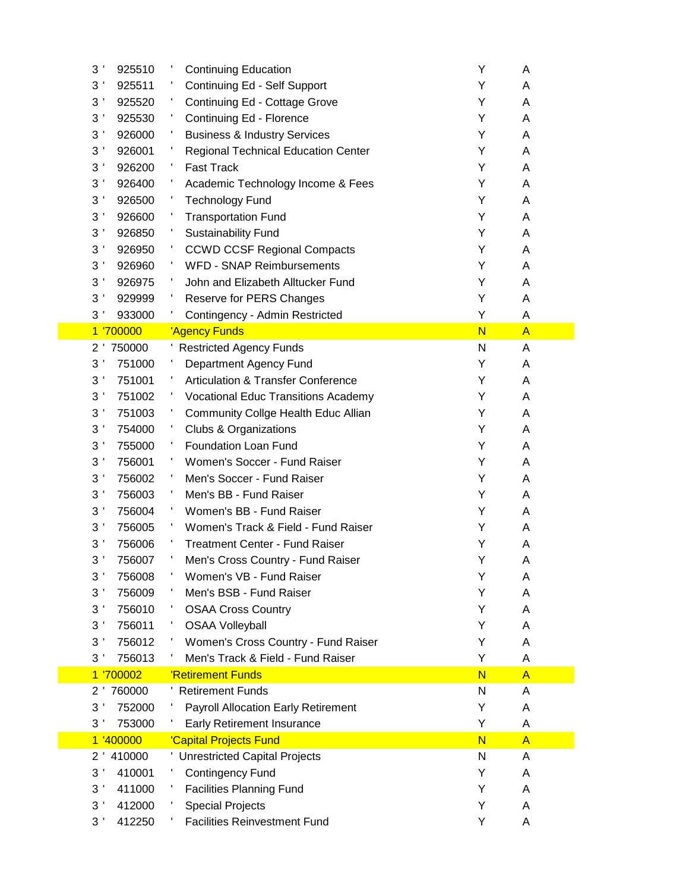| Level | Code | Description | Flag | Status |
|---|---|---|---|---|
| 3 ' | 925510 | ' Continuing Education | Y | A |
| 3 ' | 925511 | ' Continuing Ed - Self Support | Y | A |
| 3 ' | 925520 | ' Continuing Ed - Cottage Grove | Y | A |
| 3 ' | 925530 | ' Continuing Ed - Florence | Y | A |
| 3 ' | 926000 | ' Business & Industry Services | Y | A |
| 3 ' | 926001 | ' Regional Technical Education Center | Y | A |
| 3 ' | 926200 | ' Fast Track | Y | A |
| 3 ' | 926400 | ' Academic Technology Income & Fees | Y | A |
| 3 ' | 926500 | ' Technology Fund | Y | A |
| 3 ' | 926600 | ' Transportation Fund | Y | A |
| 3 ' | 926850 | ' Sustainability Fund | Y | A |
| 3 ' | 926950 | ' CCWD CCSF Regional Compacts | Y | A |
| 3 ' | 926960 | ' WFD - SNAP Reimbursements | Y | A |
| 3 ' | 926975 | ' John and Elizabeth Alltucker Fund | Y | A |
| 3 ' | 929999 | ' Reserve for PERS Changes | Y | A |
| 3 ' | 933000 | ' Contingency - Admin Restricted | Y | A |
| 1 | '700000 | 'Agency Funds | N | A |
| 2 ' | 750000 | ' Restricted Agency Funds | N | A |
| 3 ' | 751000 | ' Department Agency Fund | Y | A |
| 3 ' | 751001 | ' Articulation & Transfer Conference | Y | A |
| 3 ' | 751002 | ' Vocational Educ Transitions Academy | Y | A |
| 3 ' | 751003 | ' Community Collge Health Educ Allian | Y | A |
| 3 ' | 754000 | ' Clubs & Organizations | Y | A |
| 3 ' | 755000 | ' Foundation Loan Fund | Y | A |
| 3 ' | 756001 | ' Women's Soccer - Fund Raiser | Y | A |
| 3 ' | 756002 | ' Men's Soccer - Fund Raiser | Y | A |
| 3 ' | 756003 | ' Men's BB - Fund Raiser | Y | A |
| 3 ' | 756004 | ' Women's BB - Fund Raiser | Y | A |
| 3 ' | 756005 | ' Women's Track & Field - Fund Raiser | Y | A |
| 3 ' | 756006 | ' Treatment Center - Fund Raiser | Y | A |
| 3 ' | 756007 | ' Men's Cross Country - Fund Raiser | Y | A |
| 3 ' | 756008 | ' Women's VB - Fund Raiser | Y | A |
| 3 ' | 756009 | ' Men's BSB - Fund Raiser | Y | A |
| 3 ' | 756010 | ' OSAA Cross Country | Y | A |
| 3 ' | 756011 | ' OSAA Volleyball | Y | A |
| 3 ' | 756012 | ' Women's Cross Country - Fund Raiser | Y | A |
| 3 ' | 756013 | ' Men's Track & Field - Fund Raiser | Y | A |
| 1 | '700002 | 'Retirement Funds | N | A |
| 2 ' | 760000 | ' Retirement Funds | N | A |
| 3 ' | 752000 | ' Payroll Allocation Early Retirement | Y | A |
| 3 ' | 753000 | ' Early Retirement Insurance | Y | A |
| 1 | '400000 | 'Capital Projects Fund | N | A |
| 2 ' | 410000 | ' Unrestricted Capital Projects | N | A |
| 3 ' | 410001 | ' Contingency Fund | Y | A |
| 3 ' | 411000 | ' Facilities Planning Fund | Y | A |
| 3 ' | 412000 | ' Special Projects | Y | A |
| 3 ' | 412250 | ' Facilities Reinvestment Fund | Y | A |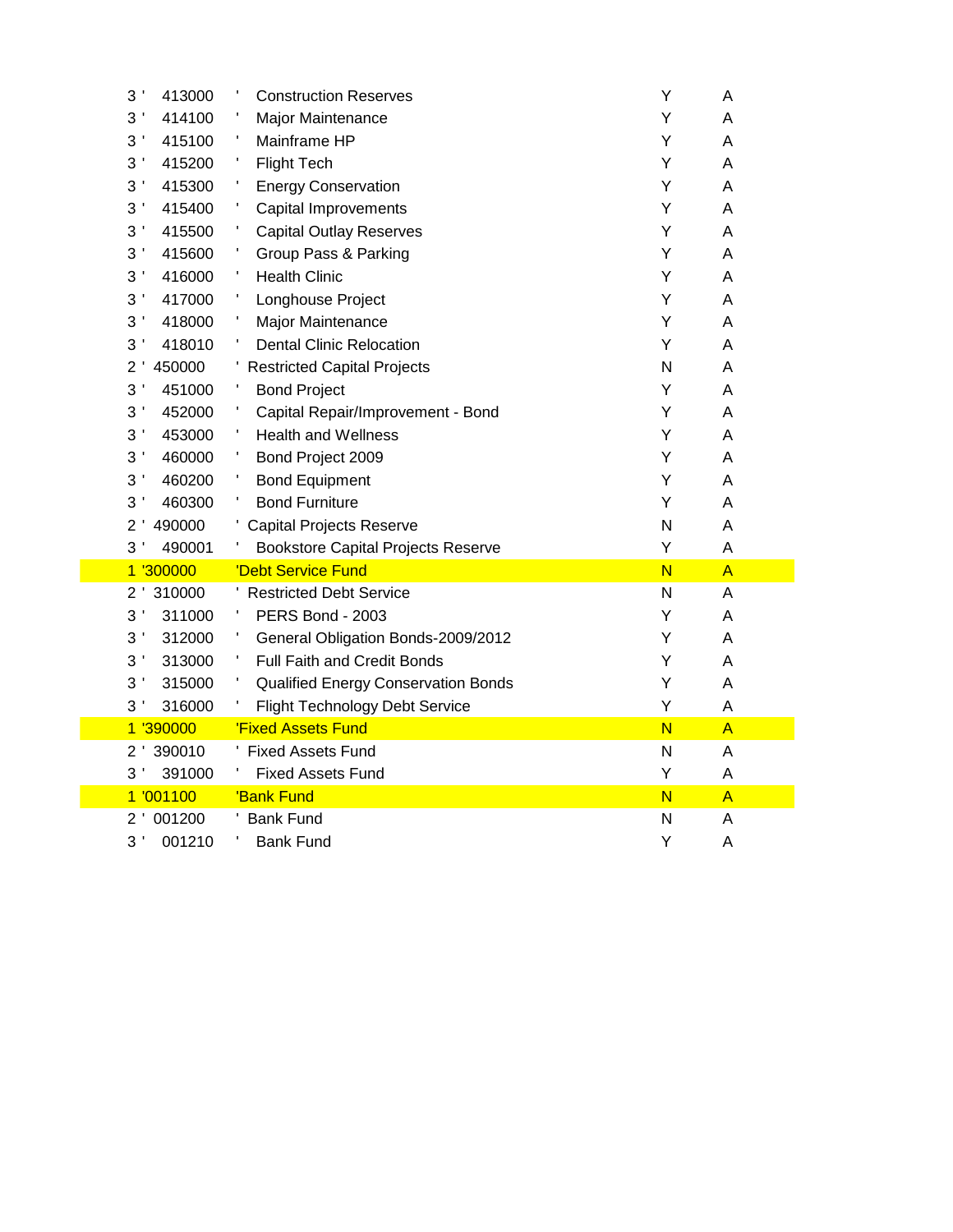| | | | | |
|---|---|---|---|---|
| 3 ' | 413000 | ' Construction Reserves | Y | A |
| 3 ' | 414100 | ' Major Maintenance | Y | A |
| 3 ' | 415100 | ' Mainframe HP | Y | A |
| 3 ' | 415200 | ' Flight Tech | Y | A |
| 3 ' | 415300 | ' Energy Conservation | Y | A |
| 3 ' | 415400 | ' Capital Improvements | Y | A |
| 3 ' | 415500 | ' Capital Outlay Reserves | Y | A |
| 3 ' | 415600 | ' Group Pass & Parking | Y | A |
| 3 ' | 416000 | ' Health Clinic | Y | A |
| 3 ' | 417000 | ' Longhouse Project | Y | A |
| 3 ' | 418000 | ' Major Maintenance | Y | A |
| 3 ' | 418010 | ' Dental Clinic Relocation | Y | A |
| 2 ' | 450000 | ' Restricted Capital Projects | N | A |
| 3 ' | 451000 | ' Bond Project | Y | A |
| 3 ' | 452000 | ' Capital Repair/Improvement - Bond | Y | A |
| 3 ' | 453000 | ' Health and Wellness | Y | A |
| 3 ' | 460000 | ' Bond Project 2009 | Y | A |
| 3 ' | 460200 | ' Bond Equipment | Y | A |
| 3 ' | 460300 | ' Bond Furniture | Y | A |
| 2 ' | 490000 | ' Capital Projects Reserve | N | A |
| 3 ' | 490001 | ' Bookstore Capital Projects Reserve | Y | A |
| 1 | '300000 | 'Debt Service Fund | N | A |
| 2 ' | 310000 | ' Restricted Debt Service | N | A |
| 3 ' | 311000 | ' PERS Bond - 2003 | Y | A |
| 3 ' | 312000 | ' General Obligation Bonds-2009/2012 | Y | A |
| 3 ' | 313000 | ' Full Faith and Credit Bonds | Y | A |
| 3 ' | 315000 | ' Qualified Energy Conservation Bonds | Y | A |
| 3 ' | 316000 | ' Flight Technology Debt Service | Y | A |
| 1 | '390000 | 'Fixed Assets Fund | N | A |
| 2 ' | 390010 | ' Fixed Assets Fund | N | A |
| 3 ' | 391000 | ' Fixed Assets Fund | Y | A |
| 1 | '001100 | 'Bank Fund | N | A |
| 2 ' | 001200 | ' Bank Fund | N | A |
| 3 ' | 001210 | ' Bank Fund | Y | A |